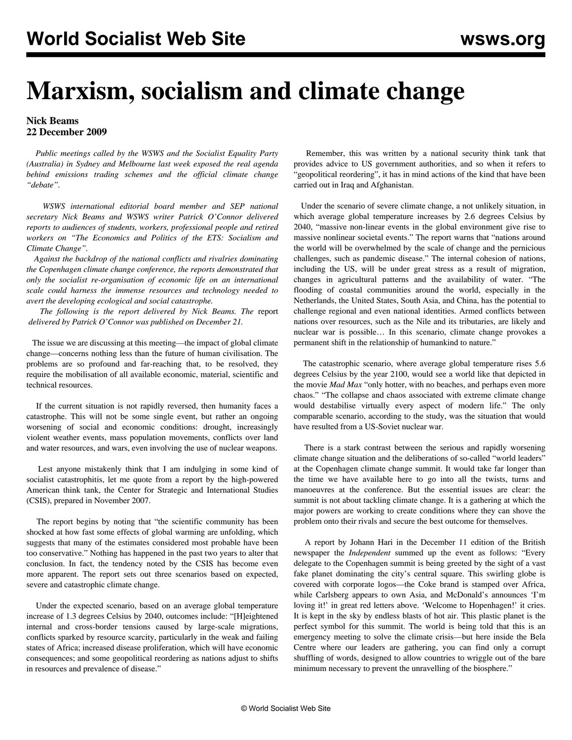# Marxism, socialism and climate change

**Nick Beams**
**22 December 2009**

*Public meetings called by the WSWS and the Socialist Equality Party (Australia) in Sydney and Melbourne last week exposed the real agenda behind emissions trading schemes and the official climate change "debate".*

*WSWS international editorial board member and SEP national secretary Nick Beams and WSWS writer Patrick O'Connor delivered reports to audiences of students, workers, professional people and retired workers on "The Economics and Politics of the ETS: Socialism and Climate Change".*

*Against the backdrop of the national conflicts and rivalries dominating the Copenhagen climate change conference, the reports demonstrated that only the socialist re-organisation of economic life on an international scale could harness the immense resources and technology needed to avert the developing ecological and social catastrophe.*

*The following is the report delivered by Nick Beams. The* report delivered by Patrick O'Connor was published on December 21.

The issue we are discussing at this meeting—the impact of global climate change—concerns nothing less than the future of human civilisation. The problems are so profound and far-reaching that, to be resolved, they require the mobilisation of all available economic, material, scientific and technical resources.

If the current situation is not rapidly reversed, then humanity faces a catastrophe. This will not be some single event, but rather an ongoing worsening of social and economic conditions: drought, increasingly violent weather events, mass population movements, conflicts over land and water resources, and wars, even involving the use of nuclear weapons.

Lest anyone mistakenly think that I am indulging in some kind of socialist catastrophitis, let me quote from a report by the high-powered American think tank, the Center for Strategic and International Studies (CSIS), prepared in November 2007.

The report begins by noting that "the scientific community has been shocked at how fast some effects of global warming are unfolding, which suggests that many of the estimates considered most probable have been too conservative." Nothing has happened in the past two years to alter that conclusion. In fact, the tendency noted by the CSIS has become even more apparent. The report sets out three scenarios based on expected, severe and catastrophic climate change.

Under the expected scenario, based on an average global temperature increase of 1.3 degrees Celsius by 2040, outcomes include: "[H]eightened internal and cross-border tensions caused by large-scale migrations, conflicts sparked by resource scarcity, particularly in the weak and failing states of Africa; increased disease proliferation, which will have economic consequences; and some geopolitical reordering as nations adjust to shifts in resources and prevalence of disease."

Remember, this was written by a national security think tank that provides advice to US government authorities, and so when it refers to "geopolitical reordering", it has in mind actions of the kind that have been carried out in Iraq and Afghanistan.

Under the scenario of severe climate change, a not unlikely situation, in which average global temperature increases by 2.6 degrees Celsius by 2040, "massive non-linear events in the global environment give rise to massive nonlinear societal events." The report warns that "nations around the world will be overwhelmed by the scale of change and the pernicious challenges, such as pandemic disease." The internal cohesion of nations, including the US, will be under great stress as a result of migration, changes in agricultural patterns and the availability of water. "The flooding of coastal communities around the world, especially in the Netherlands, the United States, South Asia, and China, has the potential to challenge regional and even national identities. Armed conflicts between nations over resources, such as the Nile and its tributaries, are likely and nuclear war is possible… In this scenario, climate change provokes a permanent shift in the relationship of humankind to nature."

The catastrophic scenario, where average global temperature rises 5.6 degrees Celsius by the year 2100, would see a world like that depicted in the movie *Mad Max* "only hotter, with no beaches, and perhaps even more chaos." "The collapse and chaos associated with extreme climate change would destabilise virtually every aspect of modern life." The only comparable scenario, according to the study, was the situation that would have resulted from a US-Soviet nuclear war.

There is a stark contrast between the serious and rapidly worsening climate change situation and the deliberations of so-called "world leaders" at the Copenhagen climate change summit. It would take far longer than the time we have available here to go into all the twists, turns and manoeuvres at the conference. But the essential issues are clear: the summit is not about tackling climate change. It is a gathering at which the major powers are working to create conditions where they can shove the problem onto their rivals and secure the best outcome for themselves.

A report by Johann Hari in the December 11 edition of the British newspaper the *Independent* summed up the event as follows: "Every delegate to the Copenhagen summit is being greeted by the sight of a vast fake planet dominating the city's central square. This swirling globe is covered with corporate logos—the Coke brand is stamped over Africa, while Carlsberg appears to own Asia, and McDonald's announces 'I'm loving it!' in great red letters above. 'Welcome to Hopenhagen!' it cries. It is kept in the sky by endless blasts of hot air. This plastic planet is the perfect symbol for this summit. The world is being told that this is an emergency meeting to solve the climate crisis—but here inside the Bela Centre where our leaders are gathering, you can find only a corrupt shuffling of words, designed to allow countries to wriggle out of the bare minimum necessary to prevent the unravelling of the biosphere."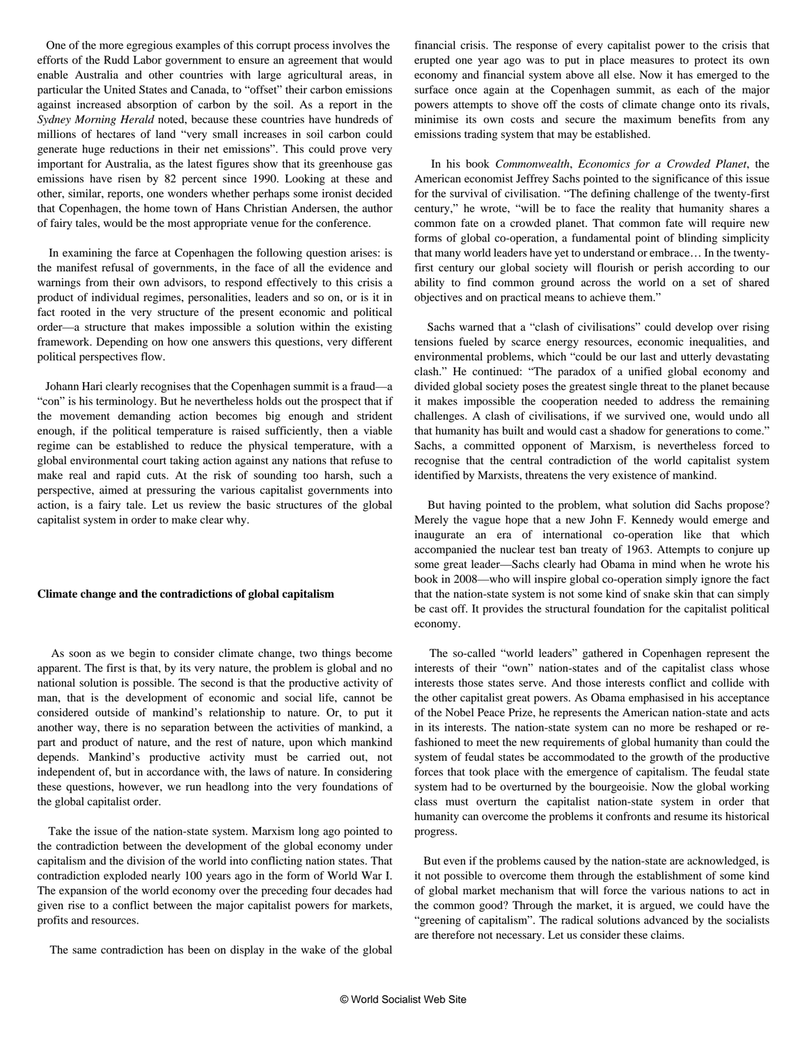One of the more egregious examples of this corrupt process involves the efforts of the Rudd Labor government to ensure an agreement that would enable Australia and other countries with large agricultural areas, in particular the United States and Canada, to "offset" their carbon emissions against increased absorption of carbon by the soil. As a report in the *Sydney Morning Herald* noted, because these countries have hundreds of millions of hectares of land "very small increases in soil carbon could generate huge reductions in their net emissions". This could prove very important for Australia, as the latest figures show that its greenhouse gas emissions have risen by 82 percent since 1990. Looking at these and other, similar, reports, one wonders whether perhaps some ironist decided that Copenhagen, the home town of Hans Christian Andersen, the author of fairy tales, would be the most appropriate venue for the conference.

In examining the farce at Copenhagen the following question arises: is the manifest refusal of governments, in the face of all the evidence and warnings from their own advisors, to respond effectively to this crisis a product of individual regimes, personalities, leaders and so on, or is it in fact rooted in the very structure of the present economic and political order—a structure that makes impossible a solution within the existing framework. Depending on how one answers this questions, very different political perspectives flow.

Johann Hari clearly recognises that the Copenhagen summit is a fraud—a "con" is his terminology. But he nevertheless holds out the prospect that if the movement demanding action becomes big enough and strident enough, if the political temperature is raised sufficiently, then a viable regime can be established to reduce the physical temperature, with a global environmental court taking action against any nations that refuse to make real and rapid cuts. At the risk of sounding too harsh, such a perspective, aimed at pressuring the various capitalist governments into action, is a fairy tale. Let us review the basic structures of the global capitalist system in order to make clear why.

**Climate change and the contradictions of global capitalism**

As soon as we begin to consider climate change, two things become apparent. The first is that, by its very nature, the problem is global and no national solution is possible. The second is that the productive activity of man, that is the development of economic and social life, cannot be considered outside of mankind's relationship to nature. Or, to put it another way, there is no separation between the activities of mankind, a part and product of nature, and the rest of nature, upon which mankind depends. Mankind's productive activity must be carried out, not independent of, but in accordance with, the laws of nature. In considering these questions, however, we run headlong into the very foundations of the global capitalist order.

Take the issue of the nation-state system. Marxism long ago pointed to the contradiction between the development of the global economy under capitalism and the division of the world into conflicting nation states. That contradiction exploded nearly 100 years ago in the form of World War I. The expansion of the world economy over the preceding four decades had given rise to a conflict between the major capitalist powers for markets, profits and resources.

The same contradiction has been on display in the wake of the global financial crisis. The response of every capitalist power to the crisis that erupted one year ago was to put in place measures to protect its own economy and financial system above all else. Now it has emerged to the surface once again at the Copenhagen summit, as each of the major powers attempts to shove off the costs of climate change onto its rivals, minimise its own costs and secure the maximum benefits from any emissions trading system that may be established.

In his book *Commonwealth*, *Economics for a Crowded Planet*, the American economist Jeffrey Sachs pointed to the significance of this issue for the survival of civilisation. "The defining challenge of the twenty-first century," he wrote, "will be to face the reality that humanity shares a common fate on a crowded planet. That common fate will require new forms of global co-operation, a fundamental point of blinding simplicity that many world leaders have yet to understand or embrace… In the twenty-first century our global society will flourish or perish according to our ability to find common ground across the world on a set of shared objectives and on practical means to achieve them."

Sachs warned that a "clash of civilisations" could develop over rising tensions fueled by scarce energy resources, economic inequalities, and environmental problems, which "could be our last and utterly devastating clash." He continued: "The paradox of a unified global economy and divided global society poses the greatest single threat to the planet because it makes impossible the cooperation needed to address the remaining challenges. A clash of civilisations, if we survived one, would undo all that humanity has built and would cast a shadow for generations to come." Sachs, a committed opponent of Marxism, is nevertheless forced to recognise that the central contradiction of the world capitalist system identified by Marxists, threatens the very existence of mankind.

But having pointed to the problem, what solution did Sachs propose? Merely the vague hope that a new John F. Kennedy would emerge and inaugurate an era of international co-operation like that which accompanied the nuclear test ban treaty of 1963. Attempts to conjure up some great leader—Sachs clearly had Obama in mind when he wrote his book in 2008—who will inspire global co-operation simply ignore the fact that the nation-state system is not some kind of snake skin that can simply be cast off. It provides the structural foundation for the capitalist political economy.

The so-called "world leaders" gathered in Copenhagen represent the interests of their "own" nation-states and of the capitalist class whose interests those states serve. And those interests conflict and collide with the other capitalist great powers. As Obama emphasised in his acceptance of the Nobel Peace Prize, he represents the American nation-state and acts in its interests. The nation-state system can no more be reshaped or re-fashioned to meet the new requirements of global humanity than could the system of feudal states be accommodated to the growth of the productive forces that took place with the emergence of capitalism. The feudal state system had to be overturned by the bourgeoisie. Now the global working class must overturn the capitalist nation-state system in order that humanity can overcome the problems it confronts and resume its historical progress.

But even if the problems caused by the nation-state are acknowledged, is it not possible to overcome them through the establishment of some kind of global market mechanism that will force the various nations to act in the common good? Through the market, it is argued, we could have the "greening of capitalism". The radical solutions advanced by the socialists are therefore not necessary. Let us consider these claims.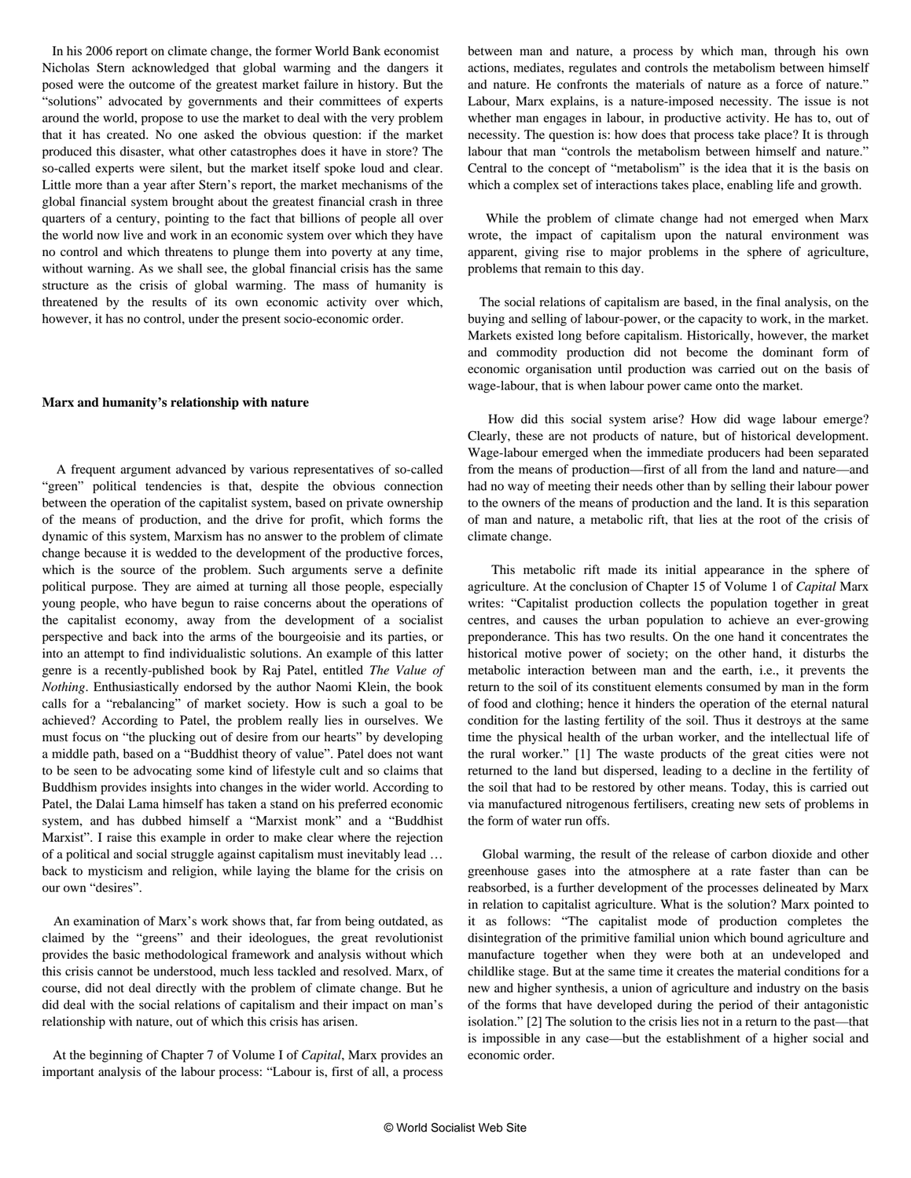In his 2006 report on climate change, the former World Bank economist Nicholas Stern acknowledged that global warming and the dangers it posed were the outcome of the greatest market failure in history. But the "solutions" advocated by governments and their committees of experts around the world, propose to use the market to deal with the very problem that it has created. No one asked the obvious question: if the market produced this disaster, what other catastrophes does it have in store? The so-called experts were silent, but the market itself spoke loud and clear. Little more than a year after Stern's report, the market mechanisms of the global financial system brought about the greatest financial crash in three quarters of a century, pointing to the fact that billions of people all over the world now live and work in an economic system over which they have no control and which threatens to plunge them into poverty at any time, without warning. As we shall see, the global financial crisis has the same structure as the crisis of global warming. The mass of humanity is threatened by the results of its own economic activity over which, however, it has no control, under the present socio-economic order.

**Marx and humanity's relationship with nature**

A frequent argument advanced by various representatives of so-called "green" political tendencies is that, despite the obvious connection between the operation of the capitalist system, based on private ownership of the means of production, and the drive for profit, which forms the dynamic of this system, Marxism has no answer to the problem of climate change because it is wedded to the development of the productive forces, which is the source of the problem. Such arguments serve a definite political purpose. They are aimed at turning all those people, especially young people, who have begun to raise concerns about the operations of the capitalist economy, away from the development of a socialist perspective and back into the arms of the bourgeoisie and its parties, or into an attempt to find individualistic solutions. An example of this latter genre is a recently-published book by Raj Patel, entitled *The Value of Nothing*. Enthusiastically endorsed by the author Naomi Klein, the book calls for a "rebalancing" of market society. How is such a goal to be achieved? According to Patel, the problem really lies in ourselves. We must focus on "the plucking out of desire from our hearts" by developing a middle path, based on a "Buddhist theory of value". Patel does not want to be seen to be advocating some kind of lifestyle cult and so claims that Buddhism provides insights into changes in the wider world. According to Patel, the Dalai Lama himself has taken a stand on his preferred economic system, and has dubbed himself a "Marxist monk" and a "Buddhist Marxist". I raise this example in order to make clear where the rejection of a political and social struggle against capitalism must inevitably lead … back to mysticism and religion, while laying the blame for the crisis on our own "desires".

An examination of Marx's work shows that, far from being outdated, as claimed by the "greens" and their ideologues, the great revolutionist provides the basic methodological framework and analysis without which this crisis cannot be understood, much less tackled and resolved. Marx, of course, did not deal directly with the problem of climate change. But he did deal with the social relations of capitalism and their impact on man's relationship with nature, out of which this crisis has arisen.

At the beginning of Chapter 7 of Volume I of *Capital*, Marx provides an important analysis of the labour process: "Labour is, first of all, a process between man and nature, a process by which man, through his own actions, mediates, regulates and controls the metabolism between himself and nature. He confronts the materials of nature as a force of nature." Labour, Marx explains, is a nature-imposed necessity. The issue is not whether man engages in labour, in productive activity. He has to, out of necessity. The question is: how does that process take place? It is through labour that man "controls the metabolism between himself and nature." Central to the concept of "metabolism" is the idea that it is the basis on which a complex set of interactions takes place, enabling life and growth.

While the problem of climate change had not emerged when Marx wrote, the impact of capitalism upon the natural environment was apparent, giving rise to major problems in the sphere of agriculture, problems that remain to this day.

The social relations of capitalism are based, in the final analysis, on the buying and selling of labour-power, or the capacity to work, in the market. Markets existed long before capitalism. Historically, however, the market and commodity production did not become the dominant form of economic organisation until production was carried out on the basis of wage-labour, that is when labour power came onto the market.

How did this social system arise? How did wage labour emerge? Clearly, these are not products of nature, but of historical development. Wage-labour emerged when the immediate producers had been separated from the means of production—first of all from the land and nature—and had no way of meeting their needs other than by selling their labour power to the owners of the means of production and the land. It is this separation of man and nature, a metabolic rift, that lies at the root of the crisis of climate change.

This metabolic rift made its initial appearance in the sphere of agriculture. At the conclusion of Chapter 15 of Volume 1 of *Capital* Marx writes: "Capitalist production collects the population together in great centres, and causes the urban population to achieve an ever-growing preponderance. This has two results. On the one hand it concentrates the historical motive power of society; on the other hand, it disturbs the metabolic interaction between man and the earth, i.e., it prevents the return to the soil of its constituent elements consumed by man in the form of food and clothing; hence it hinders the operation of the eternal natural condition for the lasting fertility of the soil. Thus it destroys at the same time the physical health of the urban worker, and the intellectual life of the rural worker." [1] The waste products of the great cities were not returned to the land but dispersed, leading to a decline in the fertility of the soil that had to be restored by other means. Today, this is carried out via manufactured nitrogenous fertilisers, creating new sets of problems in the form of water run offs.

Global warming, the result of the release of carbon dioxide and other greenhouse gases into the atmosphere at a rate faster than can be reabsorbed, is a further development of the processes delineated by Marx in relation to capitalist agriculture. What is the solution? Marx pointed to it as follows: "The capitalist mode of production completes the disintegration of the primitive familial union which bound agriculture and manufacture together when they were both at an undeveloped and childlike stage. But at the same time it creates the material conditions for a new and higher synthesis, a union of agriculture and industry on the basis of the forms that have developed during the period of their antagonistic isolation." [2] The solution to the crisis lies not in a return to the past—that is impossible in any case—but the establishment of a higher social and economic order.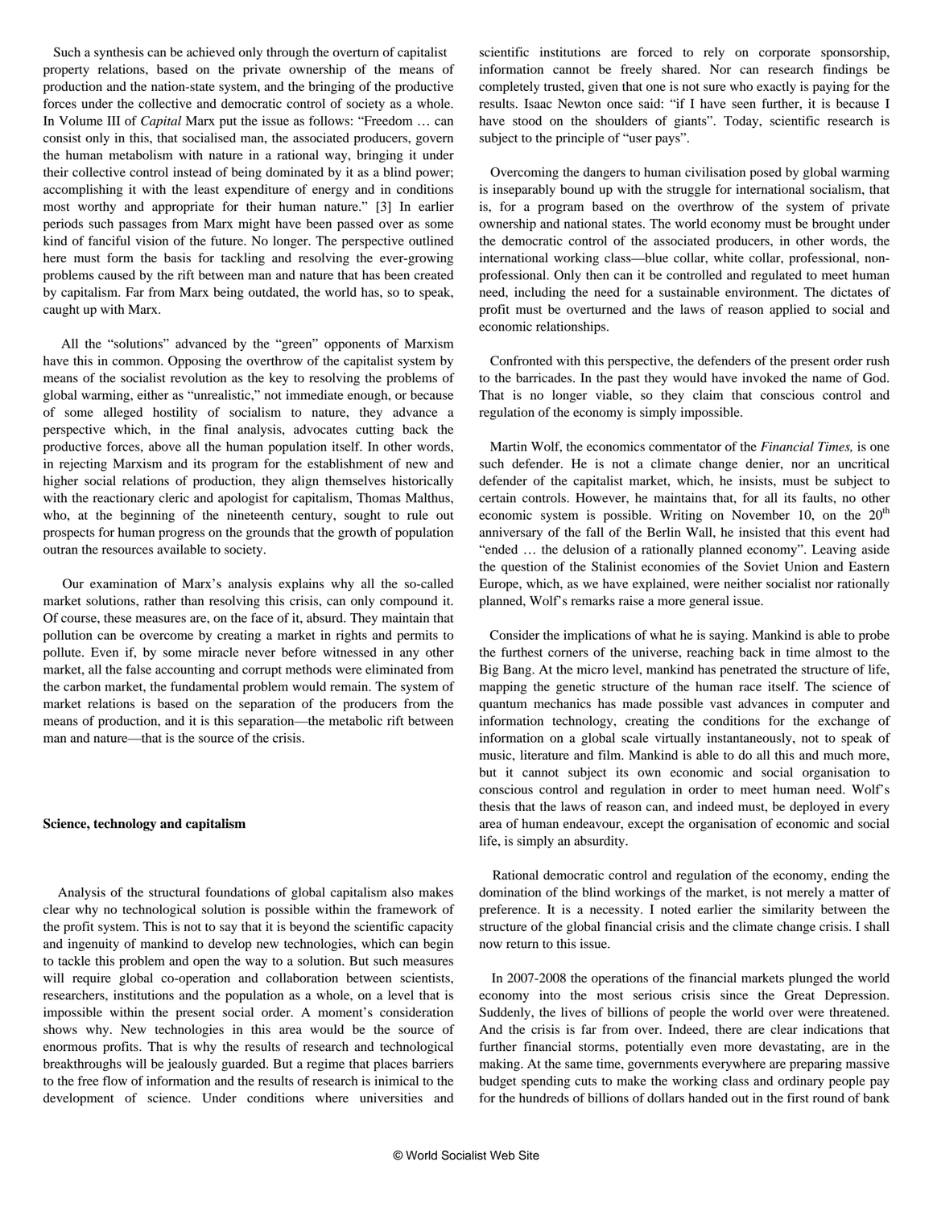Such a synthesis can be achieved only through the overturn of capitalist property relations, based on the private ownership of the means of production and the nation-state system, and the bringing of the productive forces under the collective and democratic control of society as a whole. In Volume III of *Capital* Marx put the issue as follows: "Freedom … can consist only in this, that socialised man, the associated producers, govern the human metabolism with nature in a rational way, bringing it under their collective control instead of being dominated by it as a blind power; accomplishing it with the least expenditure of energy and in conditions most worthy and appropriate for their human nature." [3] In earlier periods such passages from Marx might have been passed over as some kind of fanciful vision of the future. No longer. The perspective outlined here must form the basis for tackling and resolving the ever-growing problems caused by the rift between man and nature that has been created by capitalism. Far from Marx being outdated, the world has, so to speak, caught up with Marx.

All the "solutions" advanced by the "green" opponents of Marxism have this in common. Opposing the overthrow of the capitalist system by means of the socialist revolution as the key to resolving the problems of global warming, either as "unrealistic," not immediate enough, or because of some alleged hostility of socialism to nature, they advance a perspective which, in the final analysis, advocates cutting back the productive forces, above all the human population itself. In other words, in rejecting Marxism and its program for the establishment of new and higher social relations of production, they align themselves historically with the reactionary cleric and apologist for capitalism, Thomas Malthus, who, at the beginning of the nineteenth century, sought to rule out prospects for human progress on the grounds that the growth of population outran the resources available to society.

Our examination of Marx's analysis explains why all the so-called market solutions, rather than resolving this crisis, can only compound it. Of course, these measures are, on the face of it, absurd. They maintain that pollution can be overcome by creating a market in rights and permits to pollute. Even if, by some miracle never before witnessed in any other market, all the false accounting and corrupt methods were eliminated from the carbon market, the fundamental problem would remain. The system of market relations is based on the separation of the producers from the means of production, and it is this separation—the metabolic rift between man and nature—that is the source of the crisis.

**Science, technology and capitalism**

Analysis of the structural foundations of global capitalism also makes clear why no technological solution is possible within the framework of the profit system. This is not to say that it is beyond the scientific capacity and ingenuity of mankind to develop new technologies, which can begin to tackle this problem and open the way to a solution. But such measures will require global co-operation and collaboration between scientists, researchers, institutions and the population as a whole, on a level that is impossible within the present social order. A moment's consideration shows why. New technologies in this area would be the source of enormous profits. That is why the results of research and technological breakthroughs will be jealously guarded. But a regime that places barriers to the free flow of information and the results of research is inimical to the development of science. Under conditions where universities and scientific institutions are forced to rely on corporate sponsorship, information cannot be freely shared. Nor can research findings be completely trusted, given that one is not sure who exactly is paying for the results. Isaac Newton once said: "if I have seen further, it is because I have stood on the shoulders of giants". Today, scientific research is subject to the principle of "user pays".

Overcoming the dangers to human civilisation posed by global warming is inseparably bound up with the struggle for international socialism, that is, for a program based on the overthrow of the system of private ownership and national states. The world economy must be brought under the democratic control of the associated producers, in other words, the international working class—blue collar, white collar, professional, non-professional. Only then can it be controlled and regulated to meet human need, including the need for a sustainable environment. The dictates of profit must be overturned and the laws of reason applied to social and economic relationships.

Confronted with this perspective, the defenders of the present order rush to the barricades. In the past they would have invoked the name of God. That is no longer viable, so they claim that conscious control and regulation of the economy is simply impossible.

Martin Wolf, the economics commentator of the *Financial Times,* is one such defender. He is not a climate change denier, nor an uncritical defender of the capitalist market, which, he insists, must be subject to certain controls. However, he maintains that, for all its faults, no other economic system is possible. Writing on November 10, on the 20th anniversary of the fall of the Berlin Wall, he insisted that this event had "ended … the delusion of a rationally planned economy". Leaving aside the question of the Stalinist economies of the Soviet Union and Eastern Europe, which, as we have explained, were neither socialist nor rationally planned, Wolf's remarks raise a more general issue.

Consider the implications of what he is saying. Mankind is able to probe the furthest corners of the universe, reaching back in time almost to the Big Bang. At the micro level, mankind has penetrated the structure of life, mapping the genetic structure of the human race itself. The science of quantum mechanics has made possible vast advances in computer and information technology, creating the conditions for the exchange of information on a global scale virtually instantaneously, not to speak of music, literature and film. Mankind is able to do all this and much more, but it cannot subject its own economic and social organisation to conscious control and regulation in order to meet human need. Wolf's thesis that the laws of reason can, and indeed must, be deployed in every area of human endeavour, except the organisation of economic and social life, is simply an absurdity.

Rational democratic control and regulation of the economy, ending the domination of the blind workings of the market, is not merely a matter of preference. It is a necessity. I noted earlier the similarity between the structure of the global financial crisis and the climate change crisis. I shall now return to this issue.

In 2007-2008 the operations of the financial markets plunged the world economy into the most serious crisis since the Great Depression. Suddenly, the lives of billions of people the world over were threatened. And the crisis is far from over. Indeed, there are clear indications that further financial storms, potentially even more devastating, are in the making. At the same time, governments everywhere are preparing massive budget spending cuts to make the working class and ordinary people pay for the hundreds of billions of dollars handed out in the first round of bank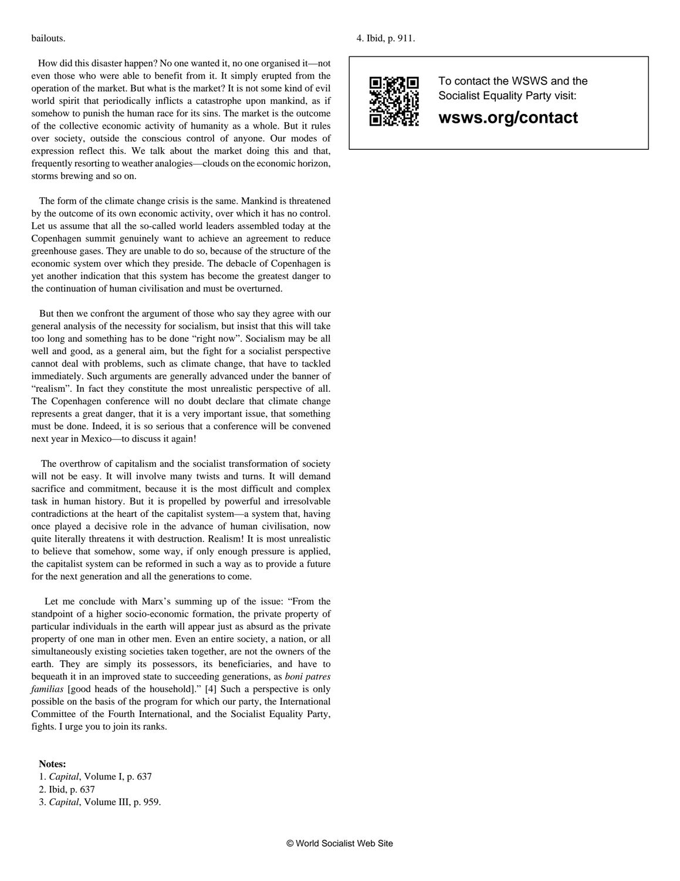bailouts.

How did this disaster happen? No one wanted it, no one organised it—not even those who were able to benefit from it. It simply erupted from the operation of the market. But what is the market? It is not some kind of evil world spirit that periodically inflicts a catastrophe upon mankind, as if somehow to punish the human race for its sins. The market is the outcome of the collective economic activity of humanity as a whole. But it rules over society, outside the conscious control of anyone. Our modes of expression reflect this. We talk about the market doing this and that, frequently resorting to weather analogies—clouds on the economic horizon, storms brewing and so on.

The form of the climate change crisis is the same. Mankind is threatened by the outcome of its own economic activity, over which it has no control. Let us assume that all the so-called world leaders assembled today at the Copenhagen summit genuinely want to achieve an agreement to reduce greenhouse gases. They are unable to do so, because of the structure of the economic system over which they preside. The debacle of Copenhagen is yet another indication that this system has become the greatest danger to the continuation of human civilisation and must be overturned.

But then we confront the argument of those who say they agree with our general analysis of the necessity for socialism, but insist that this will take too long and something has to be done "right now". Socialism may be all well and good, as a general aim, but the fight for a socialist perspective cannot deal with problems, such as climate change, that have to tackled immediately. Such arguments are generally advanced under the banner of "realism". In fact they constitute the most unrealistic perspective of all. The Copenhagen conference will no doubt declare that climate change represents a great danger, that it is a very important issue, that something must be done. Indeed, it is so serious that a conference will be convened next year in Mexico—to discuss it again!

The overthrow of capitalism and the socialist transformation of society will not be easy. It will involve many twists and turns. It will demand sacrifice and commitment, because it is the most difficult and complex task in human history. But it is propelled by powerful and irresolvable contradictions at the heart of the capitalist system—a system that, having once played a decisive role in the advance of human civilisation, now quite literally threatens it with destruction. Realism! It is most unrealistic to believe that somehow, some way, if only enough pressure is applied, the capitalist system can be reformed in such a way as to provide a future for the next generation and all the generations to come.

Let me conclude with Marx's summing up of the issue: "From the standpoint of a higher socio-economic formation, the private property of particular individuals in the earth will appear just as absurd as the private property of one man in other men. Even an entire society, a nation, or all simultaneously existing societies taken together, are not the owners of the earth. They are simply its possessors, its beneficiaries, and have to bequeath it in an improved state to succeeding generations, as *boni patres familias* [good heads of the household]." [4] Such a perspective is only possible on the basis of the program for which our party, the International Committee of the Fourth International, and the Socialist Equality Party, fights. I urge you to join its ranks.

**Notes:**

1. *Capital*, Volume I, p. 637
2. Ibid, p. 637
3. *Capital*, Volume III, p. 959.
4. Ibid, p. 911.

To contact the WSWS and the Socialist Equality Party visit:

**wsws.org/contact**

© World Socialist Web Site